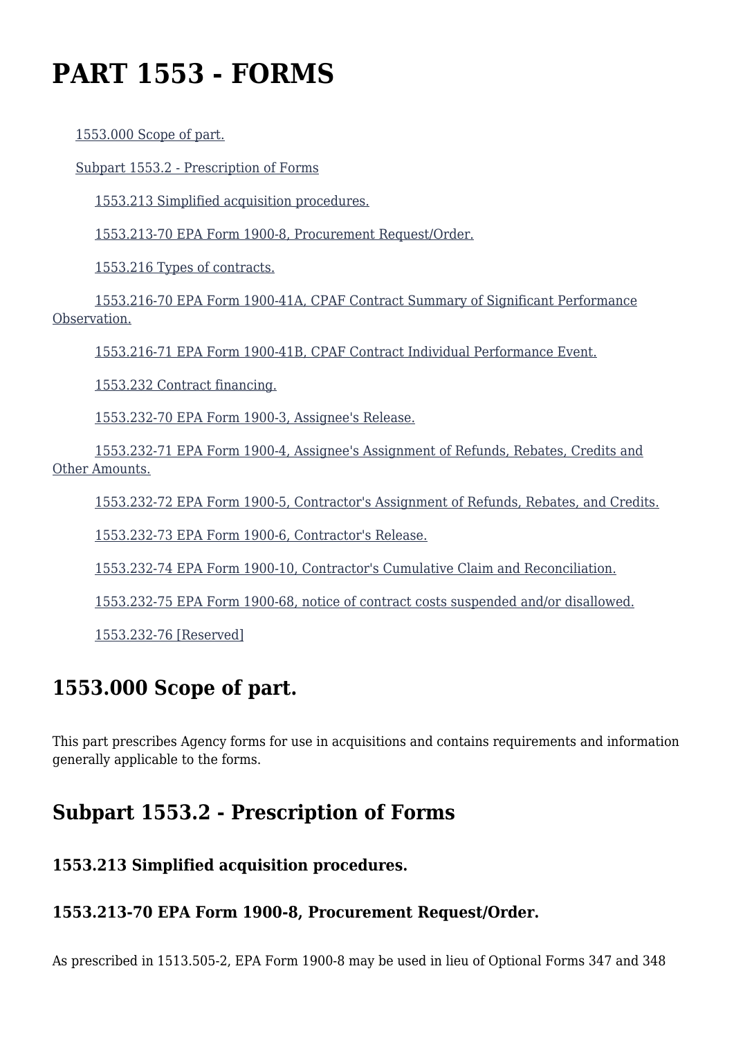# PART 1553 - FORMS

1553.000 Scope of part.

Subpart 1553.2 - Prescription of Forms

1553.213 Simplified acquisition procedures.

1553.213-70 EPA Form 1900-8, Procurement Request/Order.

1553.216 Types of contracts.

1553.216-70 EPA Form 1900-41A, CPAF Contract Summary of Significant Performance Observation.

1553.216-71 EPA Form 1900-41B, CPAF Contract Individual Performance Event.

1553.232 Contract financing.

1553.232-70 EPA Form 1900-3, Assignee's Release.

1553.232-71 EPA Form 1900-4, Assignee's Assignment of Refunds, Rebates, Credits and Other Amounts.

1553.232-72 EPA Form 1900-5, Contractor's Assignment of Refunds, Rebates, and Credits.

1553.232-73 EPA Form 1900-6, Contractor's Release.

1553.232-74 EPA Form 1900-10, Contractor's Cumulative Claim and Reconciliation.

1553.232-75 EPA Form 1900-68, notice of contract costs suspended and/or disallowed.

1553.232-76 [Reserved]

## 1553.000 Scope of part.

This part prescribes Agency forms for use in acquisitions and contains requirements and information generally applicable to the forms.

## Subpart 1553.2 - Prescription of Forms

### 1553.213 Simplified acquisition procedures.

### 1553.213-70 EPA Form 1900-8, Procurement Request/Order.

As prescribed in 1513.505-2, EPA Form 1900-8 may be used in lieu of Optional Forms 347 and 348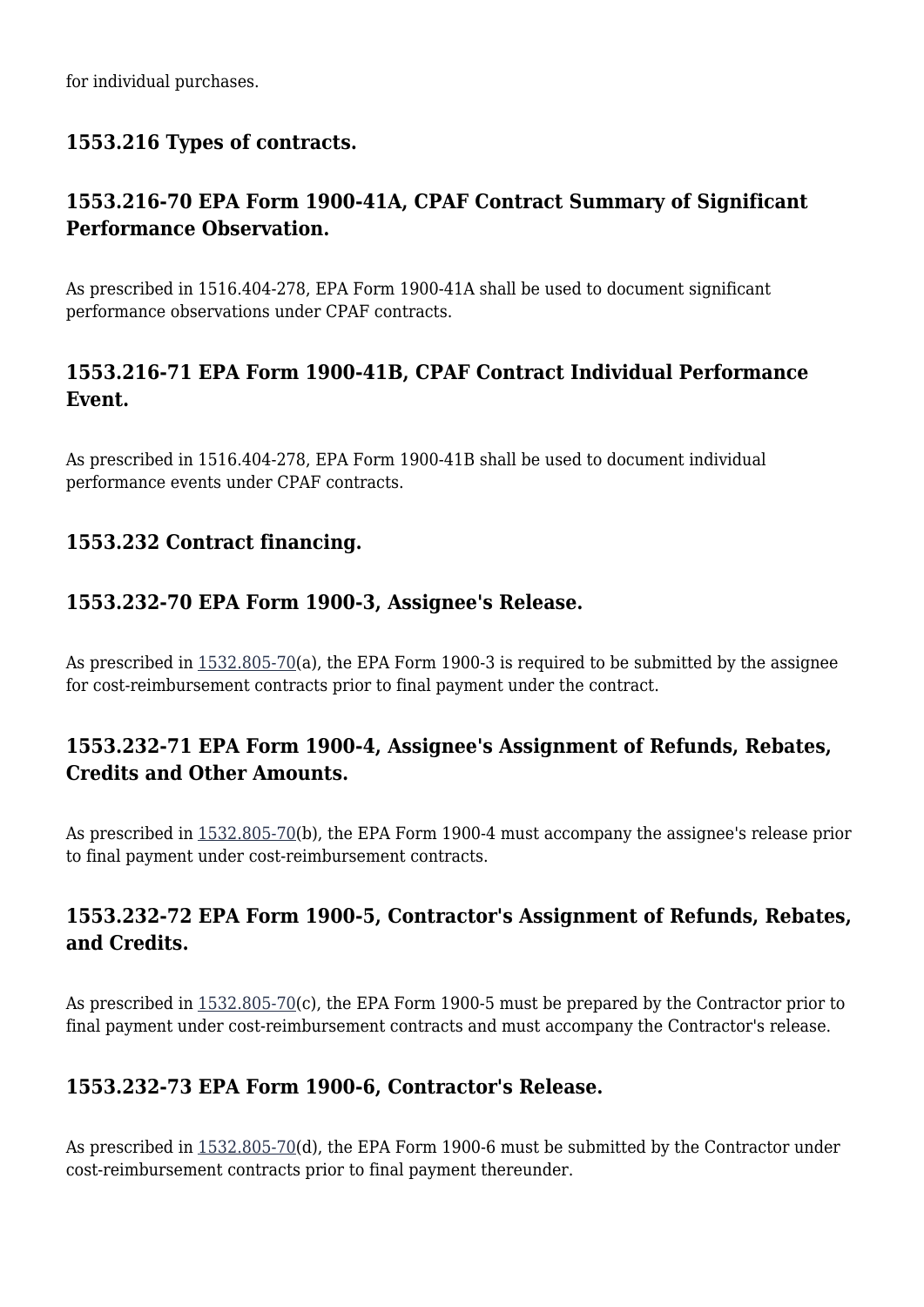for individual purchases.

### 1553.216 Types of contracts.

### 1553.216-70 EPA Form 1900-41A, CPAF Contract Summary of Significant Performance Observation.

As prescribed in 1516.404-278, EPA Form 1900-41A shall be used to document significant performance observations under CPAF contracts.

### 1553.216-71 EPA Form 1900-41B, CPAF Contract Individual Performance Event.

As prescribed in 1516.404-278, EPA Form 1900-41B shall be used to document individual performance events under CPAF contracts.

### 1553.232 Contract financing.

### 1553.232-70 EPA Form 1900-3, Assignee's Release.

As prescribed in 1532.805-70(a), the EPA Form 1900-3 is required to be submitted by the assignee for cost-reimbursement contracts prior to final payment under the contract.

### 1553.232-71 EPA Form 1900-4, Assignee's Assignment of Refunds, Rebates, Credits and Other Amounts.

As prescribed in 1532.805-70(b), the EPA Form 1900-4 must accompany the assignee's release prior to final payment under cost-reimbursement contracts.

### 1553.232-72 EPA Form 1900-5, Contractor's Assignment of Refunds, Rebates, and Credits.

As prescribed in 1532.805-70(c), the EPA Form 1900-5 must be prepared by the Contractor prior to final payment under cost-reimbursement contracts and must accompany the Contractor's release.

### 1553.232-73 EPA Form 1900-6, Contractor's Release.

As prescribed in 1532.805-70(d), the EPA Form 1900-6 must be submitted by the Contractor under cost-reimbursement contracts prior to final payment thereunder.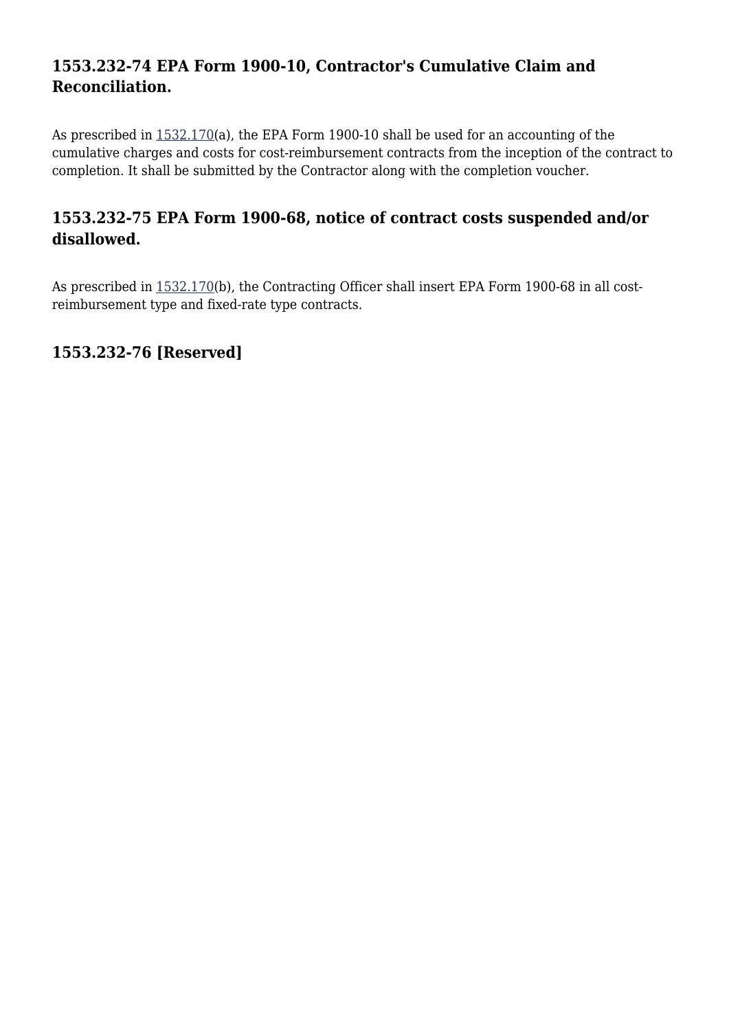### 1553.232-74 EPA Form 1900-10, Contractor's Cumulative Claim and Reconciliation.

As prescribed in 1532.170(a), the EPA Form 1900-10 shall be used for an accounting of the cumulative charges and costs for cost-reimbursement contracts from the inception of the contract to completion. It shall be submitted by the Contractor along with the completion voucher.

### 1553.232-75 EPA Form 1900-68, notice of contract costs suspended and/or disallowed.

As prescribed in 1532.170(b), the Contracting Officer shall insert EPA Form 1900-68 in all cost-reimbursement type and fixed-rate type contracts.

### 1553.232-76 [Reserved]